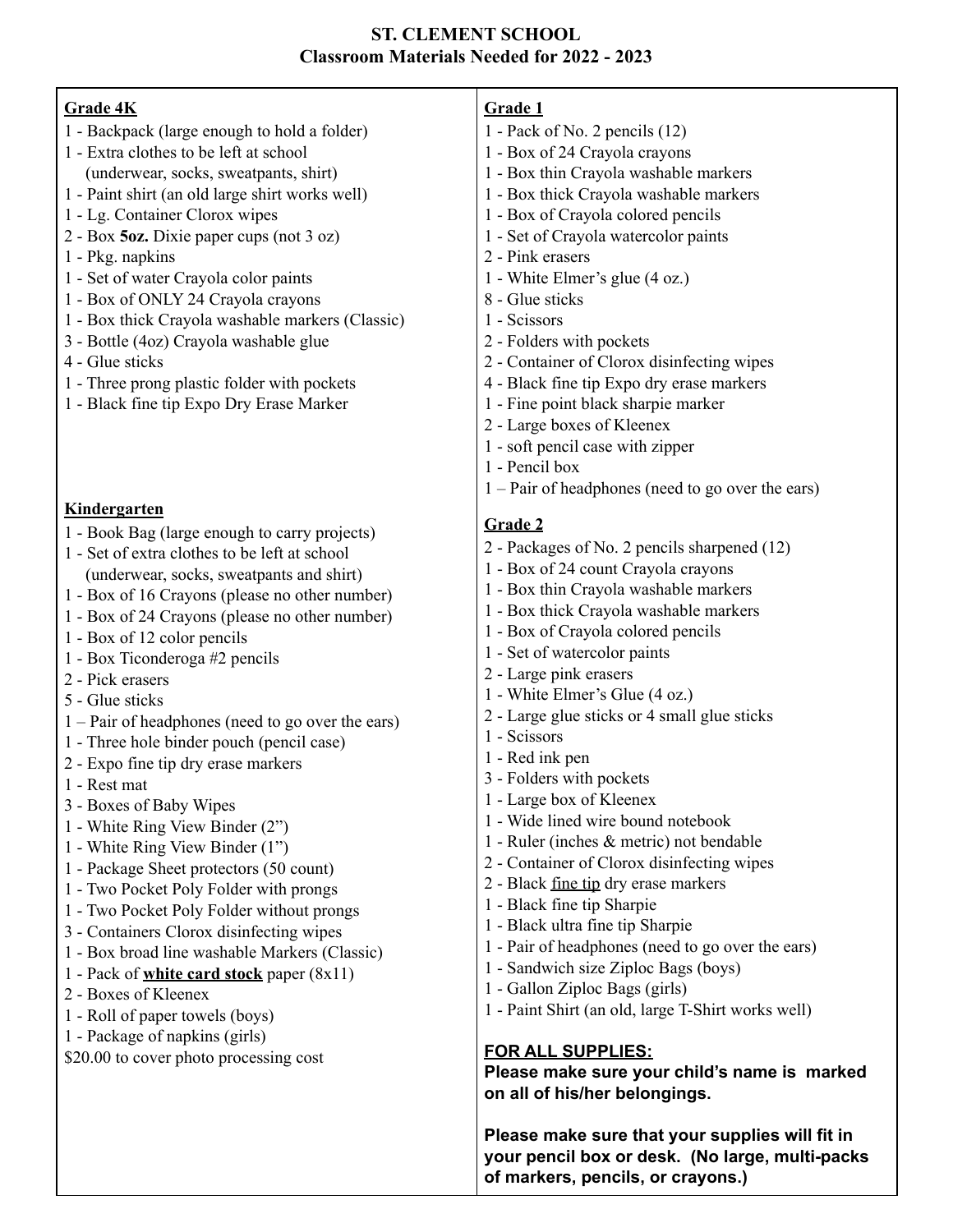# ST. CLEMENT SCHOOL

## Classroom Materials Needed for 2022 - 2023

### Grade 4K

1 - Backpack (large enough to hold a folder)
1 - Extra clothes to be left at school (underwear, socks, sweatpants, shirt)
1 - Paint shirt (an old large shirt works well)
1 - Lg. Container Clorox wipes
2 - Box **5oz.** Dixie paper cups (not 3 oz)
1 - Pkg. napkins
1 - Set of water Crayola color paints
1 - Box of ONLY 24 Crayola crayons
1 - Box thick Crayola washable markers (Classic)
3 - Bottle (4oz) Crayola washable glue
4 - Glue sticks
1 - Three prong plastic folder with pockets
1 - Black fine tip Expo Dry Erase Marker

### Kindergarten

1 - Book Bag (large enough to carry projects)
1 - Set of extra clothes to be left at school (underwear, socks, sweatpants and shirt)
1 - Box of 16 Crayons (please no other number)
1 - Box of 24 Crayons (please no other number)
1 - Box of 12 color pencils
1 - Box Ticonderoga #2 pencils
2 - Pick erasers
5 - Glue sticks
1 – Pair of headphones (need to go over the ears)
1 - Three hole binder pouch (pencil case)
2 - Expo fine tip dry erase markers
1 - Rest mat
3 - Boxes of Baby Wipes
1 - White Ring View Binder (2")
1 - White Ring View Binder (1")
1 - Package Sheet protectors (50 count)
1 - Two Pocket Poly Folder with prongs
1 - Two Pocket Poly Folder without prongs
3 - Containers Clorox disinfecting wipes
1 - Box broad line washable Markers (Classic)
1 - Pack of **<u>white card stock</u>** paper (8x11)
2 - Boxes of Kleenex
1 - Roll of paper towels (boys)
1 - Package of napkins (girls)
$20.00 to cover photo processing cost

### Grade 1

1 - Pack of No. 2 pencils (12)
1 - Box of 24 Crayola crayons
1 - Box thin Crayola washable markers
1 - Box thick Crayola washable markers
1 - Box of Crayola colored pencils
1 - Set of Crayola watercolor paints
2 - Pink erasers
1 - White Elmer's glue (4 oz.)
8 - Glue sticks
1 - Scissors
2 - Folders with pockets
2 - Container of Clorox disinfecting wipes
4 - Black fine tip Expo dry erase markers
1 - Fine point black sharpie marker
2 - Large boxes of Kleenex
1 - soft pencil case with zipper
1 - Pencil box
1 – Pair of headphones (need to go over the ears)

### Grade 2

2 - Packages of No. 2 pencils sharpened (12)
1 - Box of 24 count Crayola crayons
1 - Box thin Crayola washable markers
1 - Box thick Crayola washable markers
1 - Box of Crayola colored pencils
1 - Set of watercolor paints
2 - Large pink erasers
1 - White Elmer's Glue (4 oz.)
2 - Large glue sticks or 4 small glue sticks
1 - Scissors
1 - Red ink pen
3 - Folders with pockets
1 - Large box of Kleenex
1 - Wide lined wire bound notebook
1 - Ruler (inches & metric) not bendable
2 - Container of Clorox disinfecting wipes
2 - Black <u>fine tip</u> dry erase markers
1 - Black fine tip Sharpie
1 - Black ultra fine tip Sharpie
1 - Pair of headphones (need to go over the ears)
1 - Sandwich size Ziploc Bags (boys)
1 - Gallon Ziploc Bags (girls)
1 - Paint Shirt (an old, large T-Shirt works well)

**<u>FOR ALL SUPPLIES:</u>**
**Please make sure your child's name is marked on all of his/her belongings.**

**Please make sure that your supplies will fit in your pencil box or desk. (No large, multi-packs of markers, pencils, or crayons.)**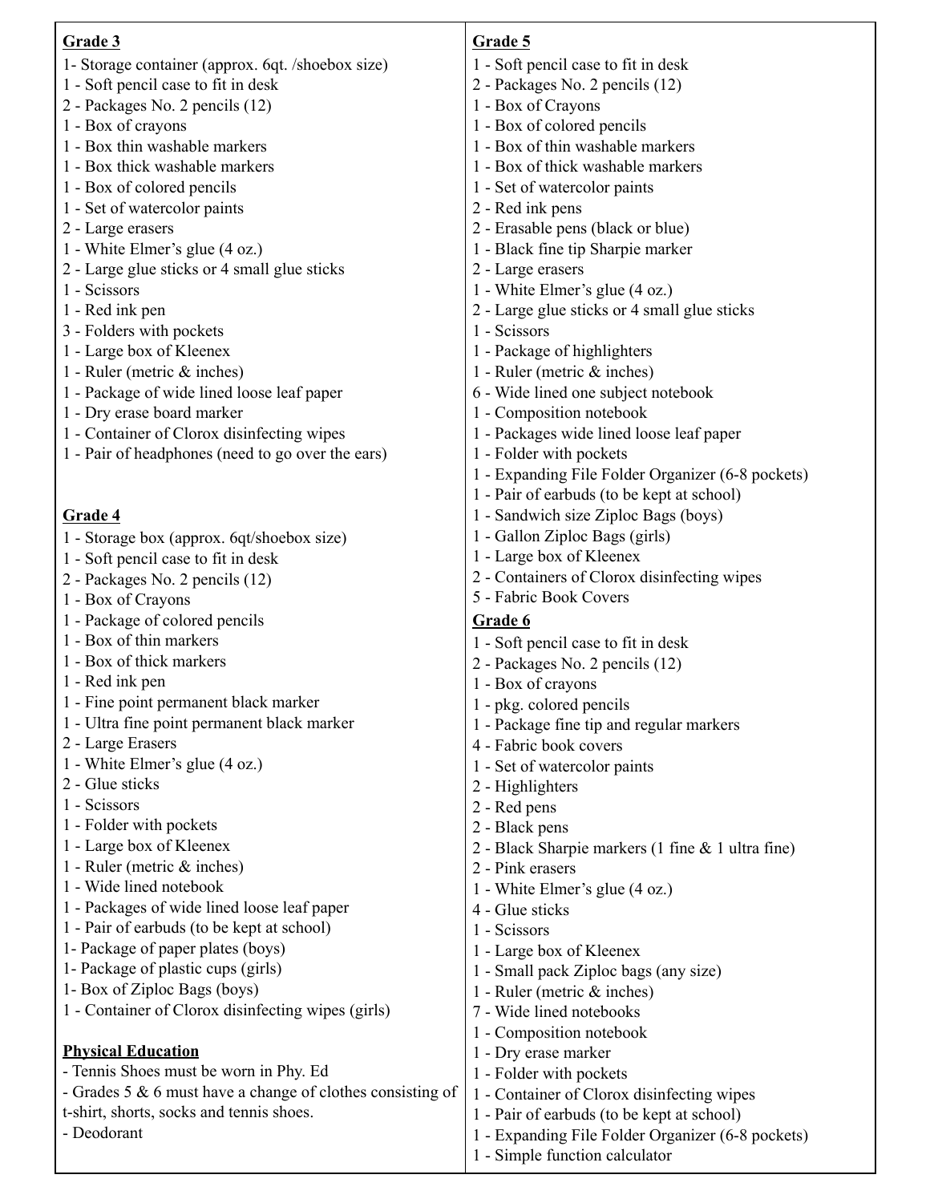**Grade 3**

1- Storage container (approx. 6qt. /shoebox size)
1 - Soft pencil case to fit in desk
2 - Packages No. 2 pencils (12)
1 - Box of crayons
1 - Box thin washable markers
1 - Box thick washable markers
1 - Box of colored pencils
1 - Set of watercolor paints
2 - Large erasers
1 - White Elmer's glue (4 oz.)
2 - Large glue sticks or 4 small glue sticks
1 - Scissors
1 - Red ink pen
3 - Folders with pockets
1 - Large box of Kleenex
1 - Ruler (metric & inches)
1 - Package of wide lined loose leaf paper
1 - Dry erase board marker
1 - Container of Clorox disinfecting wipes
1 - Pair of headphones (need to go over the ears)

**Grade 4**

1 - Storage box (approx. 6qt/shoebox size)
1 - Soft pencil case to fit in desk
2 - Packages No. 2 pencils (12)
1 - Box of Crayons
1 - Package of colored pencils
1 - Box of thin markers
1 - Box of thick markers
1 - Red ink pen
1 - Fine point permanent black marker
1 - Ultra fine point permanent black marker
2 - Large Erasers
1 - White Elmer's glue (4 oz.)
2 - Glue sticks
1 - Scissors
1 - Folder with pockets
1 - Large box of Kleenex
1 - Ruler (metric & inches)
1 - Wide lined notebook
1 - Packages of wide lined loose leaf paper
1 - Pair of earbuds (to be kept at school)
1- Package of paper plates (boys)
1- Package of plastic cups (girls)
1- Box of Ziploc Bags (boys)
1 - Container of Clorox disinfecting wipes (girls)

**Physical Education**

- Tennis Shoes must be worn in Phy. Ed
- Grades 5 & 6 must have a change of clothes consisting of t-shirt, shorts, socks and tennis shoes.
- Deodorant

**Grade 5**

1 - Soft pencil case to fit in desk
2 - Packages No. 2 pencils (12)
1 - Box of Crayons
1 - Box of colored pencils
1 - Box of thin washable markers
1 - Box of thick washable markers
1 - Set of watercolor paints
2 - Red ink pens
2 - Erasable pens (black or blue)
1 - Black fine tip Sharpie marker
2 - Large erasers
1 - White Elmer's glue (4 oz.)
2 - Large glue sticks or 4 small glue sticks
1 - Scissors
1 - Package of highlighters
1 - Ruler (metric & inches)
6 - Wide lined one subject notebook
1 - Composition notebook
1 - Packages wide lined loose leaf paper
1 - Folder with pockets
1 - Expanding File Folder Organizer (6-8 pockets)
1 - Pair of earbuds (to be kept at school)
1 - Sandwich size Ziploc Bags (boys)
1 - Gallon Ziploc Bags (girls)
1 - Large box of Kleenex
2 - Containers of Clorox disinfecting wipes
5 - Fabric Book Covers

**Grade 6**

1 - Soft pencil case to fit in desk
2 - Packages No. 2 pencils (12)
1 - Box of crayons
1 - pkg. colored pencils
1 - Package fine tip and regular markers
4 - Fabric book covers
1 - Set of watercolor paints
2 - Highlighters
2 - Red pens
2 - Black pens
2 - Black Sharpie markers (1 fine & 1 ultra fine)
2 - Pink erasers
1 - White Elmer's glue (4 oz.)
4 - Glue sticks
1 - Scissors
1 - Large box of Kleenex
1 - Small pack Ziploc bags (any size)
1 - Ruler (metric & inches)
7 - Wide lined notebooks
1 - Composition notebook
1 - Dry erase marker
1 - Folder with pockets
1 - Container of Clorox disinfecting wipes
1 - Pair of earbuds (to be kept at school)
1 - Expanding File Folder Organizer (6-8 pockets)
1 - Simple function calculator